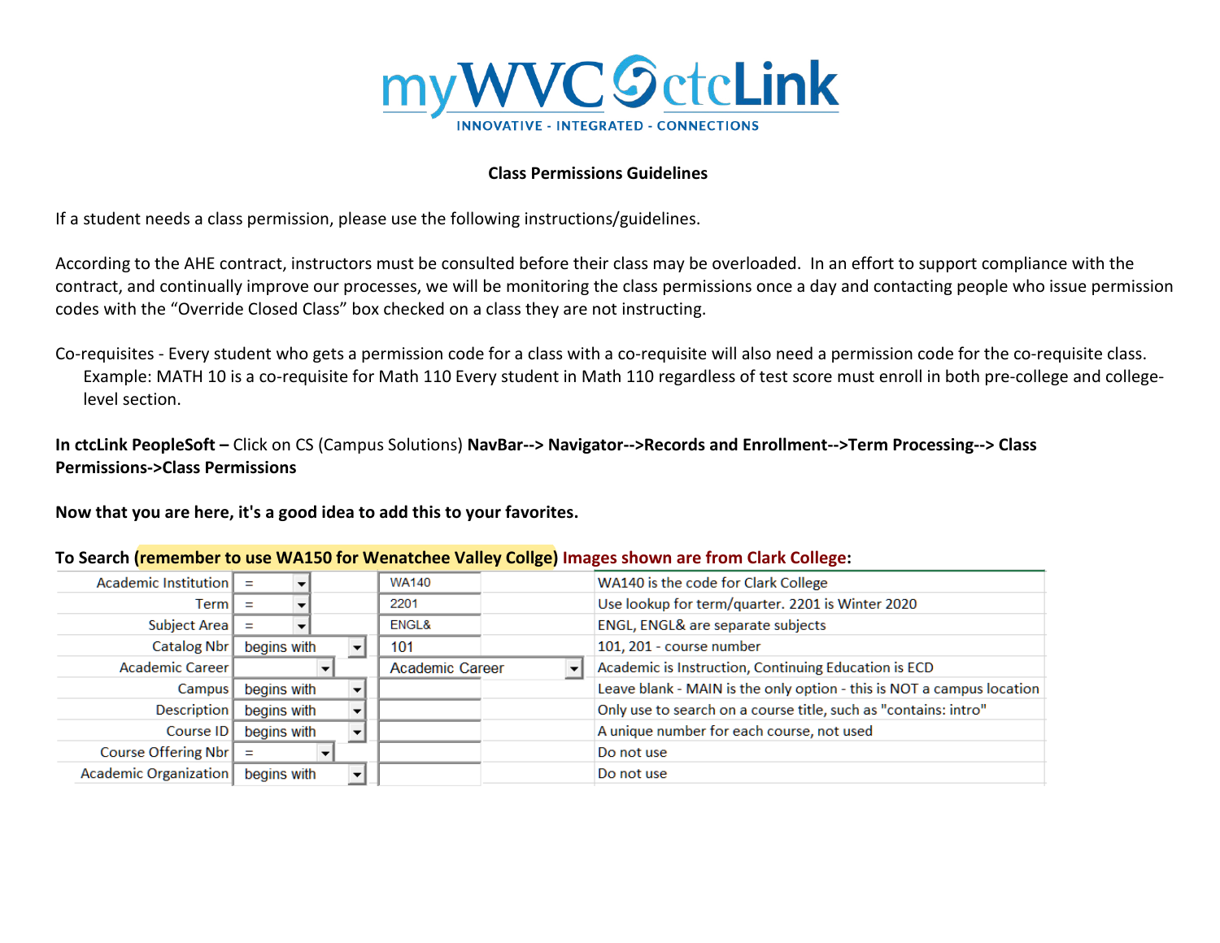myWVC ctcLink
INNOVATIVE - INTEGRATED - CONNECTIONS

**Class Permissions Guidelines**

If a student needs a class permission, please use the following instructions/guidelines.

According to the AHE contract, instructors must be consulted before their class may be overloaded. In an effort to support compliance with the contract, and continually improve our processes, we will be monitoring the class permissions once a day and contacting people who issue permission codes with the "Override Closed Class" box checked on a class they are not instructing.

Co-requisites - Every student who gets a permission code for a class with a co-requisite will also need a permission code for the co-requisite class.
  Example: MATH 10 is a co-requisite for Math 110 Every student in Math 110 regardless of test score must enroll in both pre-college and college-level section.

**In ctcLink PeopleSoft –** Click on CS (Campus Solutions) **NavBar--> Navigator-->Records and Enrollment-->Term Processing--> Class Permissions->Class Permissions**

**Now that you are here, it's a good idea to add this to your favorites.**

**To Search (remember to use WA150 for Wenatchee Valley Collge) Images shown are from Clark College:**

| Field | Operator | Value | Note |
|---|---|---|---|
| Academic Institution | = | WA140 | WA140 is the code for Clark College |
| Term | = | 2201 | Use lookup for term/quarter. 2201 is Winter 2020 |
| Subject Area | = | ENGL& | ENGL, ENGL& are separate subjects |
| Catalog Nbr | begins with | 101 | 101, 201 - course number |
| Academic Career | | Academic Career | Academic is Instruction, Continuing Education is ECD |
| Campus | begins with | | Leave blank - MAIN is the only option - this is NOT a campus location |
| Description | begins with | | Only use to search on a course title, such as "contains: intro" |
| Course ID | begins with | | A unique number for each course, not used |
| Course Offering Nbr | = | | Do not use |
| Academic Organization | begins with | | Do not use |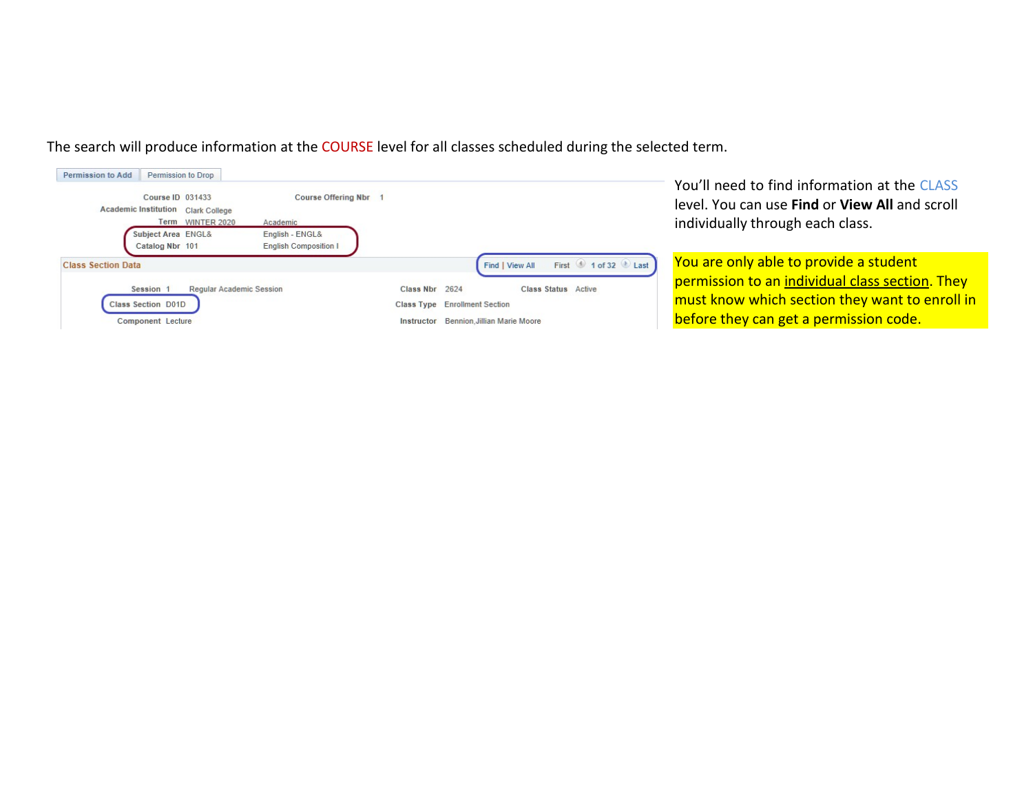The search will produce information at the COURSE level for all classes scheduled during the selected term.

Permission to Add | Permission to Drop

| | | | |
|---|---|---|---|
| Course ID | 031433 | Course Offering Nbr | 1 |
| Academic Institution | Clark College | | |
| Term | WINTER 2020 | Academic | |
| Subject Area | ENGL& | English - ENGL& | |
| Catalog Nbr | 101 | English Composition I | |

**Class Section Data** — Find | View All — First 1 of 32 Last

| | | | | | |
|---|---|---|---|---|---|
| Session | 1 Regular Academic Session | Class Nbr | 2624 | Class Status | Active |
| Class Section | D01D | Class Type | Enrollment Section | | |
| Component | Lecture | Instructor | Bennion,Jillian Marie Moore | | |

You'll need to find information at the CLASS level. You can use **Find** or **View All** and scroll individually through each class.

You are only able to provide a student permission to an individual class section. They must know which section they want to enroll in before they can get a permission code.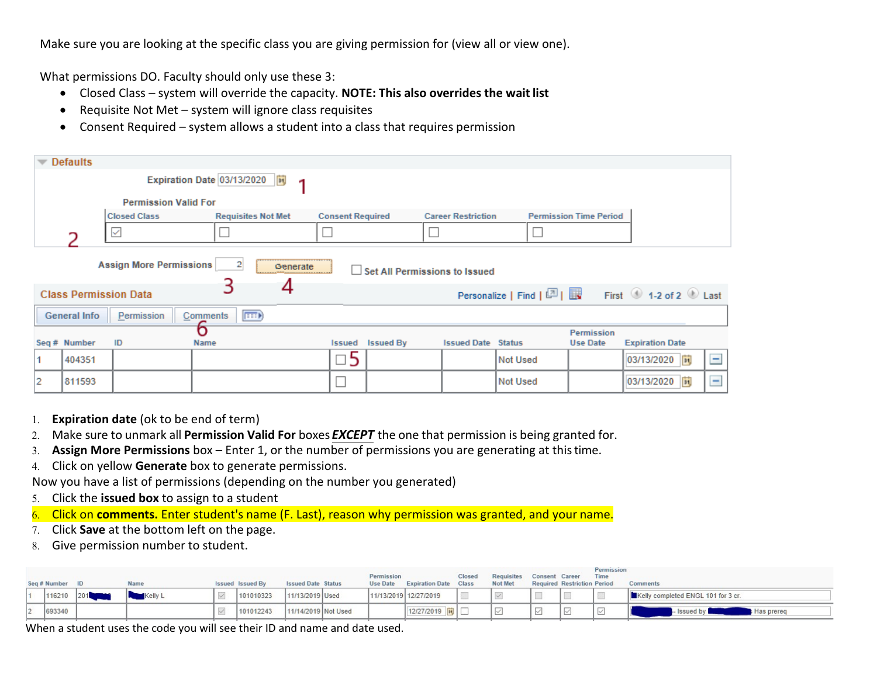Make sure you are looking at the specific class you are giving permission for (view all or view one).

What permissions DO. Faculty should only use these 3:

- Closed Class – system will override the capacity. **NOTE: This also overrides the wait list**
- Requisite Not Met – system will ignore class requisites
- Consent Required – system allows a student into a class that requires permission

**Defaults**

Expiration Date 03/13/2020 — 1

Permission Valid For

| Closed Class | Requisites Not Met | Consent Required | Career Restriction | Permission Time Period |
|---|---|---|---|---|
| ☑ | ☐ | ☐ | ☐ | ☐ |

2

Assign More Permissions 2 — 3 | Generate — 4 | ☐ Set All Permissions to Issued

**Class Permission Data** — Personalize | Find | First 1-2 of 2 Last

General Info | Permission | Comments — 6

| Seq # | Number | ID | Name | Issued | Issued By | Issued Date | Status | Permission Use Date | Expiration Date |
|---|---|---|---|---|---|---|---|---|---|
| 1 | 404351 | | | ☐ 5 | | | Not Used | | 03/13/2020 |
| 2 | 811593 | | | ☐ | | | Not Used | | 03/13/2020 |

1. **Expiration date** (ok to be end of term)
2. Make sure to unmark all **Permission Valid For** boxes ***EXCEPT*** the one that permission is being granted for.
3. **Assign More Permissions** box – Enter 1, or the number of permissions you are generating at this time.
4. Click on yellow **Generate** box to generate permissions.

Now you have a list of permissions (depending on the number you generated)

5. Click the **issued box** to assign to a student
6. Click on **comments.** Enter student's name (F. Last), reason why permission was granted, and your name.
7. Click **Save** at the bottom left on the page.
8. Give permission number to student.

| Seq # | Number | ID | Name | Issued | Issued By | Issued Date | Status | Permission Use Date | Expiration Date | Closed Class | Requisites Not Met | Consent Required | Career Restriction | Permission Time Period | Comments |
|---|---|---|---|---|---|---|---|---|---|---|---|---|---|---|---|
| 1 | 116210 | 201 | Kelly L | ☑ | 101010323 | 11/13/2019 | Used | 11/13/2019 | 12/27/2019 | ☐ | ☑ | ☐ | ☐ | ☐ | Kelly completed ENGL 101 for 3 cr. |
| 2 | 693340 | | | ☑ | 101012243 | 11/14/2019 | Not Used | | 12/27/2019 | ☐ | ☑ | ☑ | ☑ | ☑ | - Issued by Has prereq |

When a student uses the code you will see their ID and name and date used.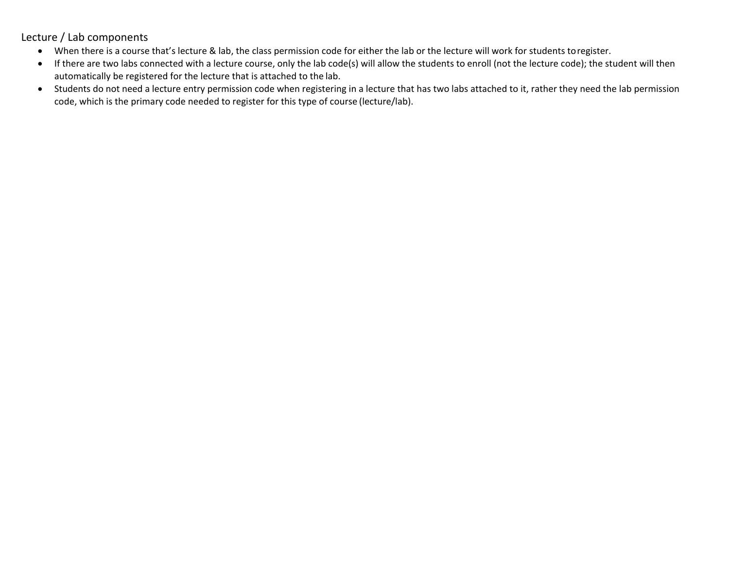## Lecture / Lab components

- When there is a course that's lecture & lab, the class permission code for either the lab or the lecture will work for students to register.
- If there are two labs connected with a lecture course, only the lab code(s) will allow the students to enroll (not the lecture code); the student will then automatically be registered for the lecture that is attached to the lab.
- Students do not need a lecture entry permission code when registering in a lecture that has two labs attached to it, rather they need the lab permission code, which is the primary code needed to register for this type of course (lecture/lab).